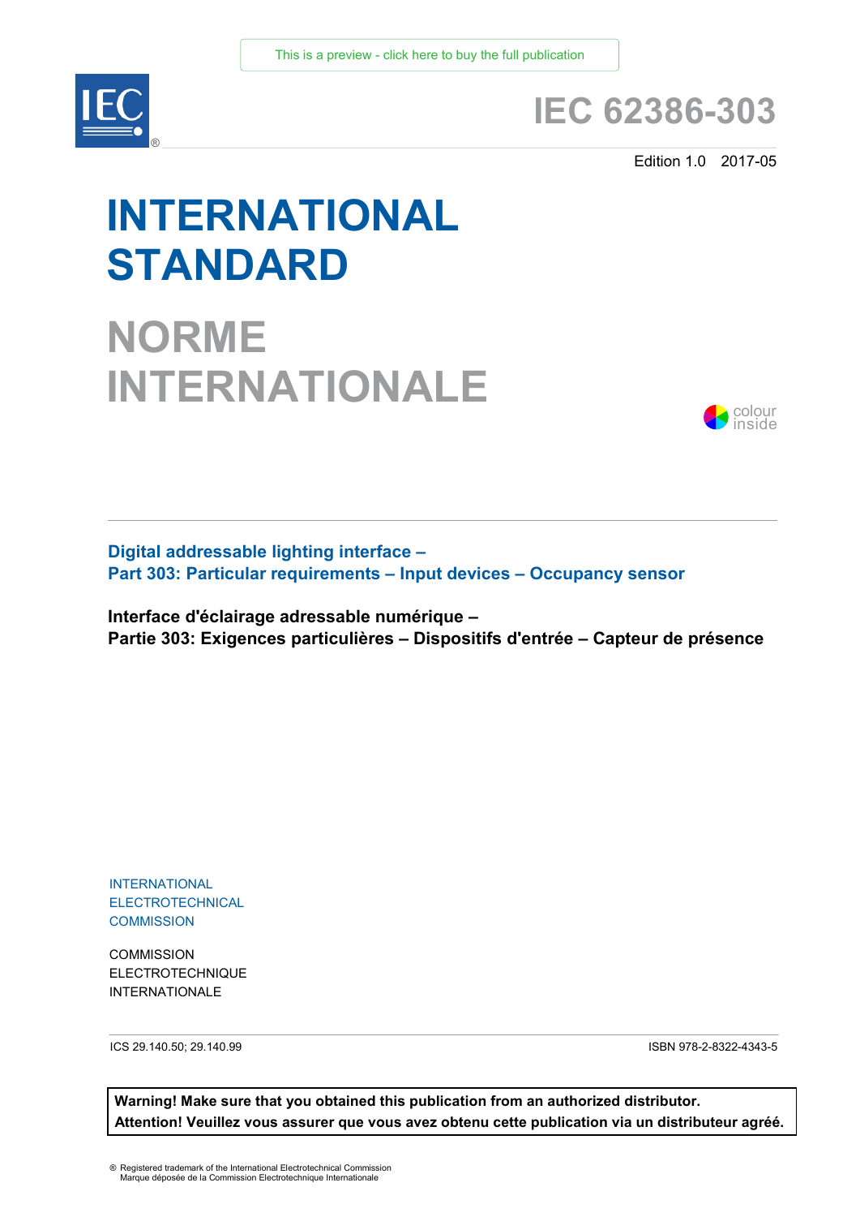This is a preview - click here to buy the full publication

# IEC 62386-303

Edition 1.0 2017-05

# INTERNATIONAL STANDARD

# NORME INTERNATIONALE

colour inside

**Digital addressable lighting interface –**
**Part 303: Particular requirements – Input devices – Occupancy sensor**

**Interface d'éclairage adressable numérique –**
**Partie 303: Exigences particulières – Dispositifs d'entrée – Capteur de présence**

INTERNATIONAL
ELECTROTECHNICAL
COMMISSION

COMMISSION
ELECTROTECHNIQUE
INTERNATIONALE

ICS 29.140.50; 29.140.99

ISBN 978-2-8322-4343-5

**Warning! Make sure that you obtained this publication from an authorized distributor.**
**Attention! Veuillez vous assurer que vous avez obtenu cette publication via un distributeur agréé.**

® Registered trademark of the International Electrotechnical Commission
Marque déposée de la Commission Electrotechnique Internationale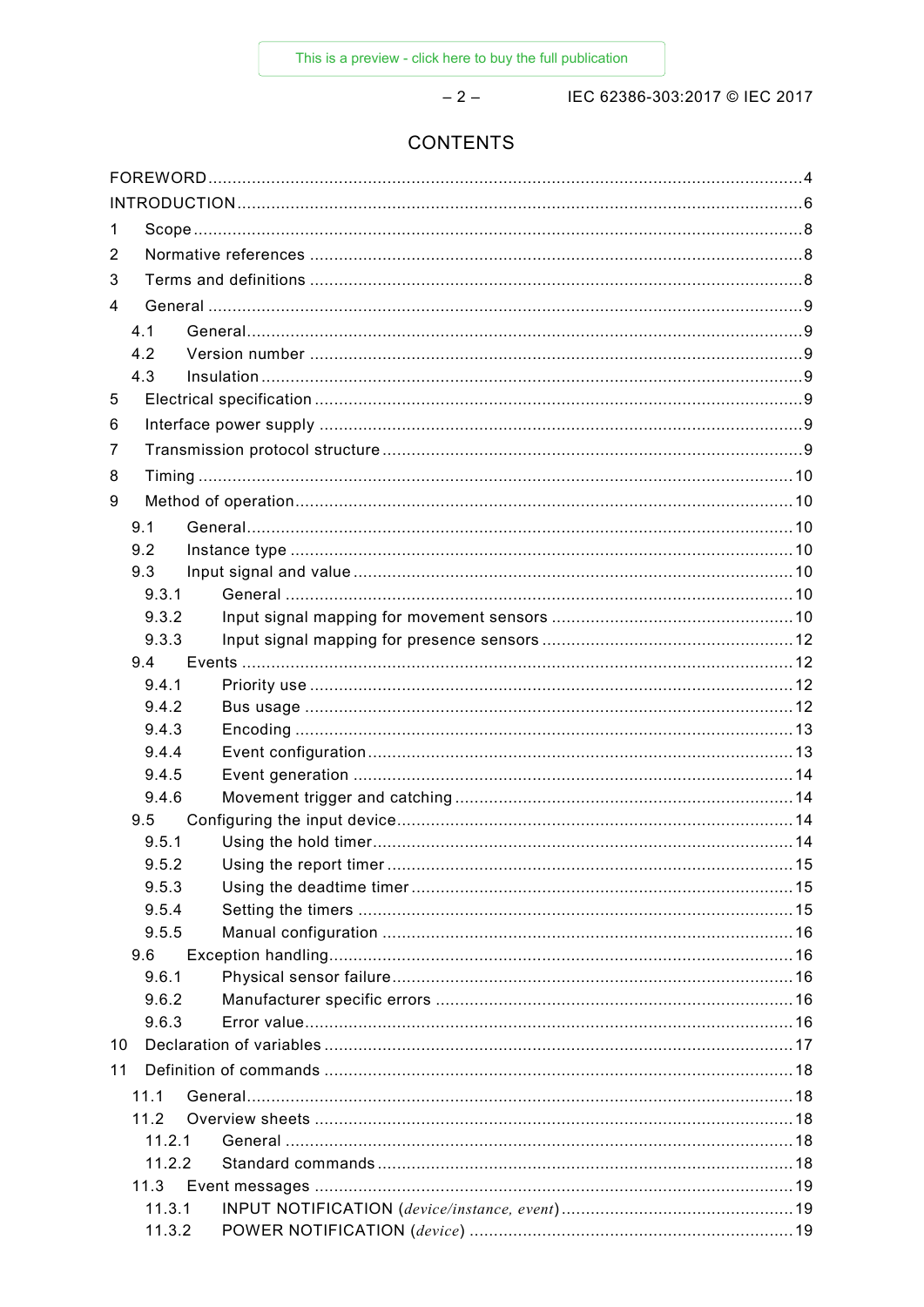# CONTENTS

FOREWORD ..... 4
INTRODUCTION ..... 6
1 Scope ..... 8
2 Normative references ..... 8
3 Terms and definitions ..... 8
4 General ..... 9
  4.1 General ..... 9
  4.2 Version number ..... 9
  4.3 Insulation ..... 9
5 Electrical specification ..... 9
6 Interface power supply ..... 9
7 Transmission protocol structure ..... 9
8 Timing ..... 10
9 Method of operation ..... 10
  9.1 General ..... 10
  9.2 Instance type ..... 10
  9.3 Input signal and value ..... 10
    9.3.1 General ..... 10
    9.3.2 Input signal mapping for movement sensors ..... 10
    9.3.3 Input signal mapping for presence sensors ..... 12
  9.4 Events ..... 12
    9.4.1 Priority use ..... 12
    9.4.2 Bus usage ..... 12
    9.4.3 Encoding ..... 13
    9.4.4 Event configuration ..... 13
    9.4.5 Event generation ..... 14
    9.4.6 Movement trigger and catching ..... 14
  9.5 Configuring the input device ..... 14
    9.5.1 Using the hold timer ..... 14
    9.5.2 Using the report timer ..... 15
    9.5.3 Using the deadtime timer ..... 15
    9.5.4 Setting the timers ..... 15
    9.5.5 Manual configuration ..... 16
  9.6 Exception handling ..... 16
    9.6.1 Physical sensor failure ..... 16
    9.6.2 Manufacturer specific errors ..... 16
    9.6.3 Error value ..... 16
10 Declaration of variables ..... 17
11 Definition of commands ..... 18
  11.1 General ..... 18
  11.2 Overview sheets ..... 18
    11.2.1 General ..... 18
    11.2.2 Standard commands ..... 18
  11.3 Event messages ..... 19
    11.3.1 INPUT NOTIFICATION (*device/instance, event*) ..... 19
    11.3.2 POWER NOTIFICATION (*device*) ..... 19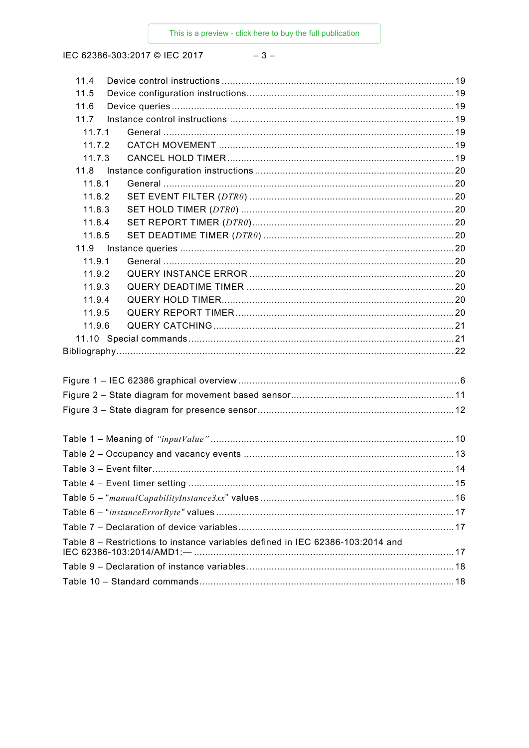11.4 Device control instructions ... 19
11.5 Device configuration instructions ... 19
11.6 Device queries ... 19
11.7 Instance control instructions ... 19
11.7.1 General ... 19
11.7.2 CATCH MOVEMENT ... 19
11.7.3 CANCEL HOLD TIMER ... 19
11.8 Instance configuration instructions ... 20
11.8.1 General ... 20
11.8.2 SET EVENT FILTER (*DTR0*) ... 20
11.8.3 SET HOLD TIMER (*DTR0*) ... 20
11.8.4 SET REPORT TIMER (*DTR0*) ... 20
11.8.5 SET DEADTIME TIMER (*DTR0*) ... 20
11.9 Instance queries ... 20
11.9.1 General ... 20
11.9.2 QUERY INSTANCE ERROR ... 20
11.9.3 QUERY DEADTIME TIMER ... 20
11.9.4 QUERY HOLD TIMER ... 20
11.9.5 QUERY REPORT TIMER ... 20
11.9.6 QUERY CATCHING ... 21
11.10 Special commands ... 21
Bibliography ... 22

Figure 1 – IEC 62386 graphical overview ... 6
Figure 2 – State diagram for movement based sensor ... 11
Figure 3 – State diagram for presence sensor ... 12

Table 1 – Meaning of *"inputValue"* ... 10
Table 2 – Occupancy and vacancy events ... 13
Table 3 – Event filter ... 14
Table 4 – Event timer setting ... 15
Table 5 – "*manualCapabilityInstance3xx*" values ... 16
Table 6 – "*instanceErrorByte*" values ... 17
Table 7 – Declaration of device variables ... 17
Table 8 – Restrictions to instance variables defined in IEC 62386-103:2014 and IEC 62386-103:2014/AMD1:— ... 17
Table 9 – Declaration of instance variables ... 18
Table 10 – Standard commands ... 18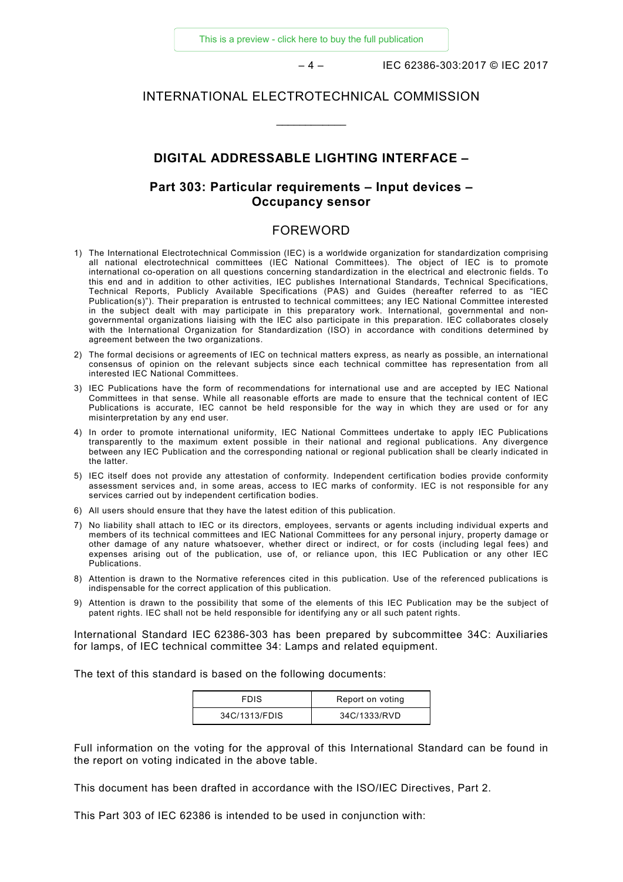# INTERNATIONAL ELECTROTECHNICAL COMMISSION

\_\_\_\_\_\_\_\_\_\_\_\_

## DIGITAL ADDRESSABLE LIGHTING INTERFACE –

## Part 303: Particular requirements – Input devices – Occupancy sensor

## FOREWORD

1) The International Electrotechnical Commission (IEC) is a worldwide organization for standardization comprising all national electrotechnical committees (IEC National Committees). The object of IEC is to promote international co-operation on all questions concerning standardization in the electrical and electronic fields. To this end and in addition to other activities, IEC publishes International Standards, Technical Specifications, Technical Reports, Publicly Available Specifications (PAS) and Guides (hereafter referred to as "IEC Publication(s)"). Their preparation is entrusted to technical committees; any IEC National Committee interested in the subject dealt with may participate in this preparatory work. International, governmental and non-governmental organizations liaising with the IEC also participate in this preparation. IEC collaborates closely with the International Organization for Standardization (ISO) in accordance with conditions determined by agreement between the two organizations.
2) The formal decisions or agreements of IEC on technical matters express, as nearly as possible, an international consensus of opinion on the relevant subjects since each technical committee has representation from all interested IEC National Committees.
3) IEC Publications have the form of recommendations for international use and are accepted by IEC National Committees in that sense. While all reasonable efforts are made to ensure that the technical content of IEC Publications is accurate, IEC cannot be held responsible for the way in which they are used or for any misinterpretation by any end user.
4) In order to promote international uniformity, IEC National Committees undertake to apply IEC Publications transparently to the maximum extent possible in their national and regional publications. Any divergence between any IEC Publication and the corresponding national or regional publication shall be clearly indicated in the latter.
5) IEC itself does not provide any attestation of conformity. Independent certification bodies provide conformity assessment services and, in some areas, access to IEC marks of conformity. IEC is not responsible for any services carried out by independent certification bodies.
6) All users should ensure that they have the latest edition of this publication.
7) No liability shall attach to IEC or its directors, employees, servants or agents including individual experts and members of its technical committees and IEC National Committees for any personal injury, property damage or other damage of any nature whatsoever, whether direct or indirect, or for costs (including legal fees) and expenses arising out of the publication, use of, or reliance upon, this IEC Publication or any other IEC Publications.
8) Attention is drawn to the Normative references cited in this publication. Use of the referenced publications is indispensable for the correct application of this publication.
9) Attention is drawn to the possibility that some of the elements of this IEC Publication may be the subject of patent rights. IEC shall not be held responsible for identifying any or all such patent rights.

International Standard IEC 62386-303 has been prepared by subcommittee 34C: Auxiliaries for lamps, of IEC technical committee 34: Lamps and related equipment.

The text of this standard is based on the following documents:

| FDIS | Report on voting |
|---|---|
| 34C/1313/FDIS | 34C/1333/RVD |

Full information on the voting for the approval of this International Standard can be found in the report on voting indicated in the above table.

This document has been drafted in accordance with the ISO/IEC Directives, Part 2.

This Part 303 of IEC 62386 is intended to be used in conjunction with: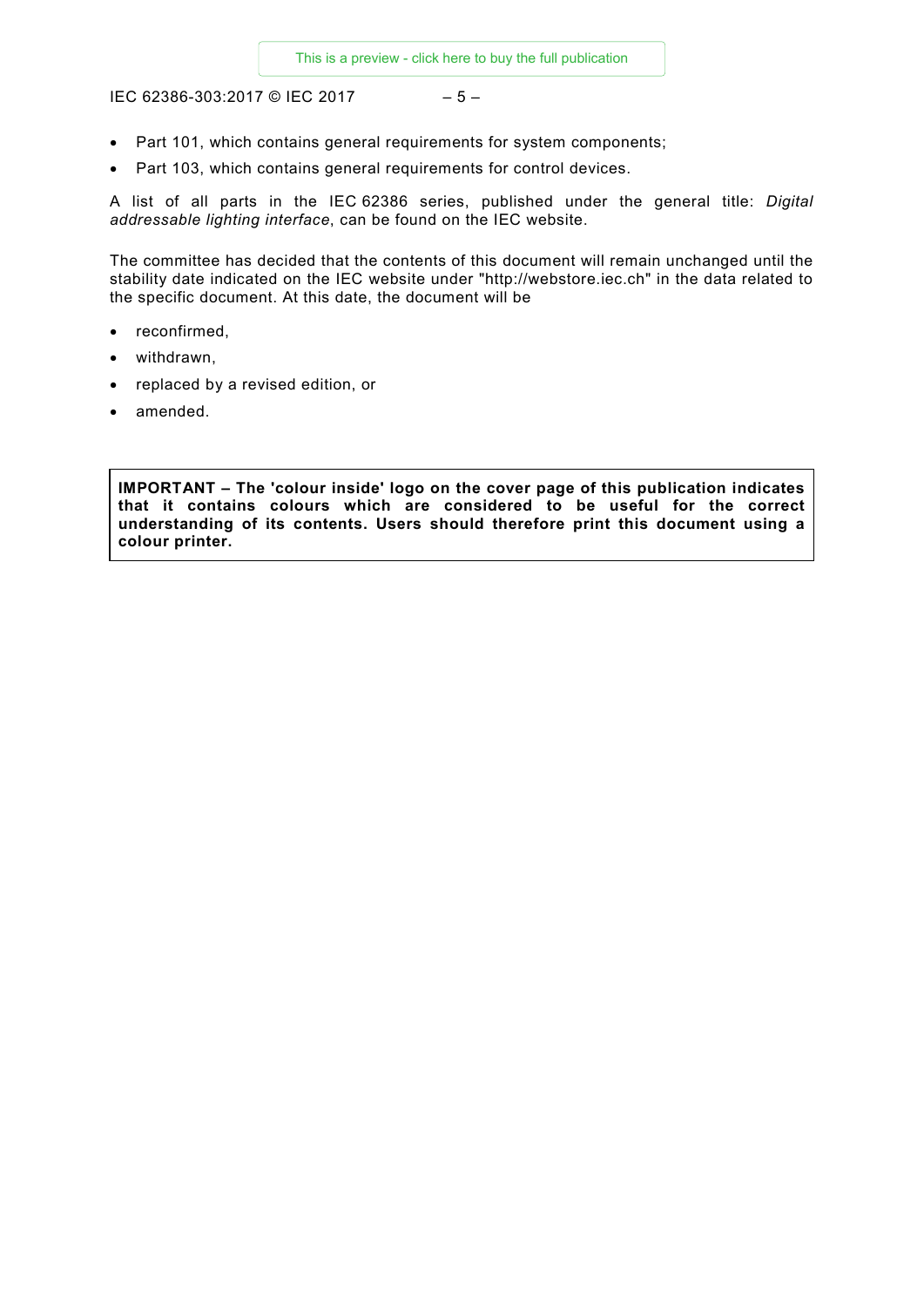- Part 101, which contains general requirements for system components;
- Part 103, which contains general requirements for control devices.

A list of all parts in the IEC 62386 series, published under the general title: *Digital addressable lighting interface*, can be found on the IEC website.

The committee has decided that the contents of this document will remain unchanged until the stability date indicated on the IEC website under "http://webstore.iec.ch" in the data related to the specific document. At this date, the document will be

- reconfirmed,
- withdrawn,
- replaced by a revised edition, or
- amended.

**IMPORTANT – The 'colour inside' logo on the cover page of this publication indicates that it contains colours which are considered to be useful for the correct understanding of its contents. Users should therefore print this document using a colour printer.**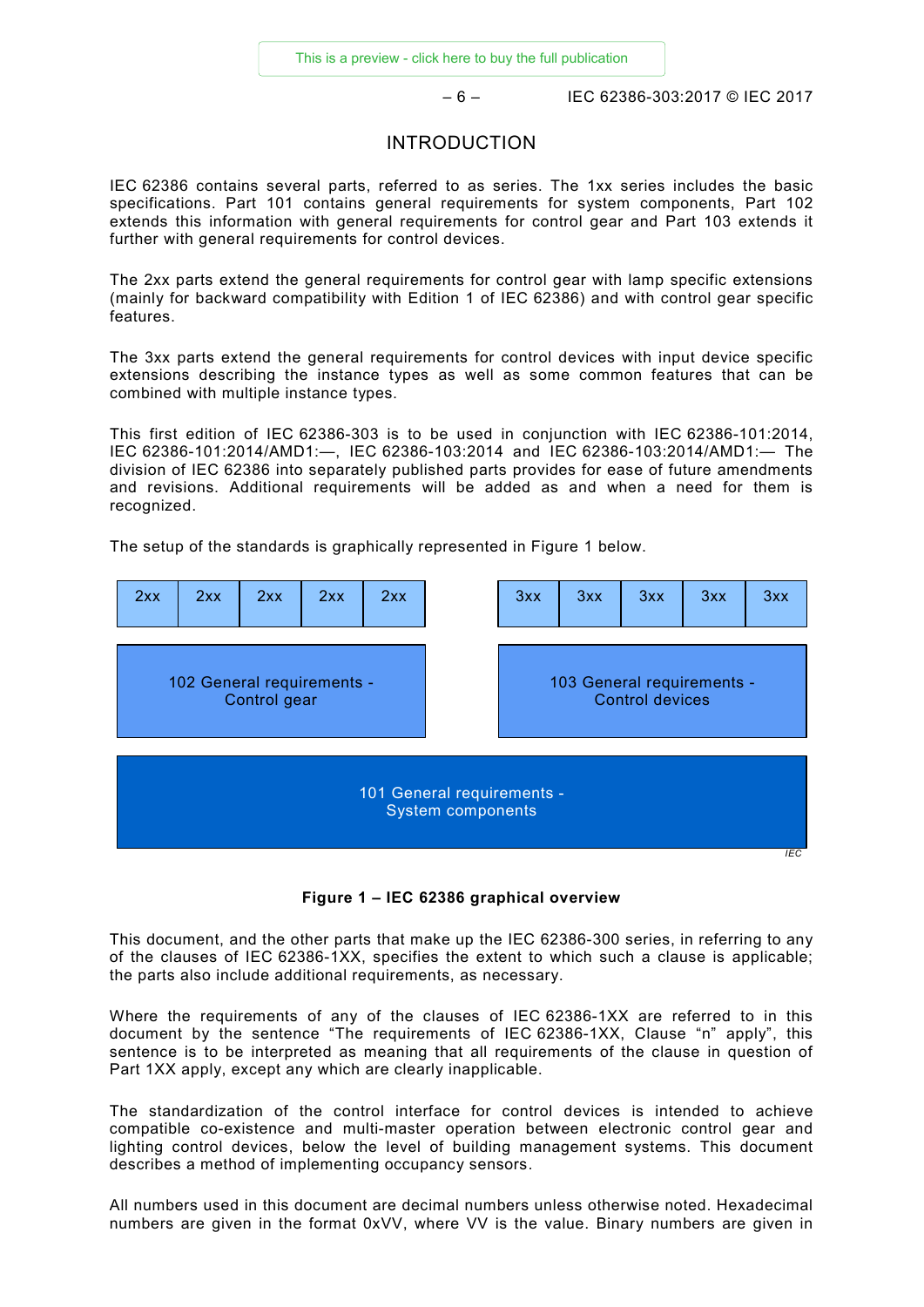# INTRODUCTION

IEC 62386 contains several parts, referred to as series. The 1xx series includes the basic specifications. Part 101 contains general requirements for system components, Part 102 extends this information with general requirements for control gear and Part 103 extends it further with general requirements for control devices.

The 2xx parts extend the general requirements for control gear with lamp specific extensions (mainly for backward compatibility with Edition 1 of IEC 62386) and with control gear specific features.

The 3xx parts extend the general requirements for control devices with input device specific extensions describing the instance types as well as some common features that can be combined with multiple instance types.

This first edition of IEC 62386-303 is to be used in conjunction with IEC 62386-101:2014, IEC 62386-101:2014/AMD1:—, IEC 62386-103:2014 and IEC 62386-103:2014/AMD1:— The division of IEC 62386 into separately published parts provides for ease of future amendments and revisions. Additional requirements will be added as and when a need for them is recognized.

The setup of the standards is graphically represented in Figure 1 below.

| 2xx | 2xx | 2xx | 2xx | 2xx | | 3xx | 3xx | 3xx | 3xx | 3xx |
|---|---|---|---|---|---|---|---|---|---|---|
| 102 General requirements - Control gear | | | | | | 103 General requirements - Control devices | | | | |
| 101 General requirements - System components | | | | | | | | | | |

**Figure 1 – IEC 62386 graphical overview**

This document, and the other parts that make up the IEC 62386-300 series, in referring to any of the clauses of IEC 62386-1XX, specifies the extent to which such a clause is applicable; the parts also include additional requirements, as necessary.

Where the requirements of any of the clauses of IEC 62386-1XX are referred to in this document by the sentence "The requirements of IEC 62386-1XX, Clause "n" apply", this sentence is to be interpreted as meaning that all requirements of the clause in question of Part 1XX apply, except any which are clearly inapplicable.

The standardization of the control interface for control devices is intended to achieve compatible co-existence and multi-master operation between electronic control gear and lighting control devices, below the level of building management systems. This document describes a method of implementing occupancy sensors.

All numbers used in this document are decimal numbers unless otherwise noted. Hexadecimal numbers are given in the format 0xVV, where VV is the value. Binary numbers are given in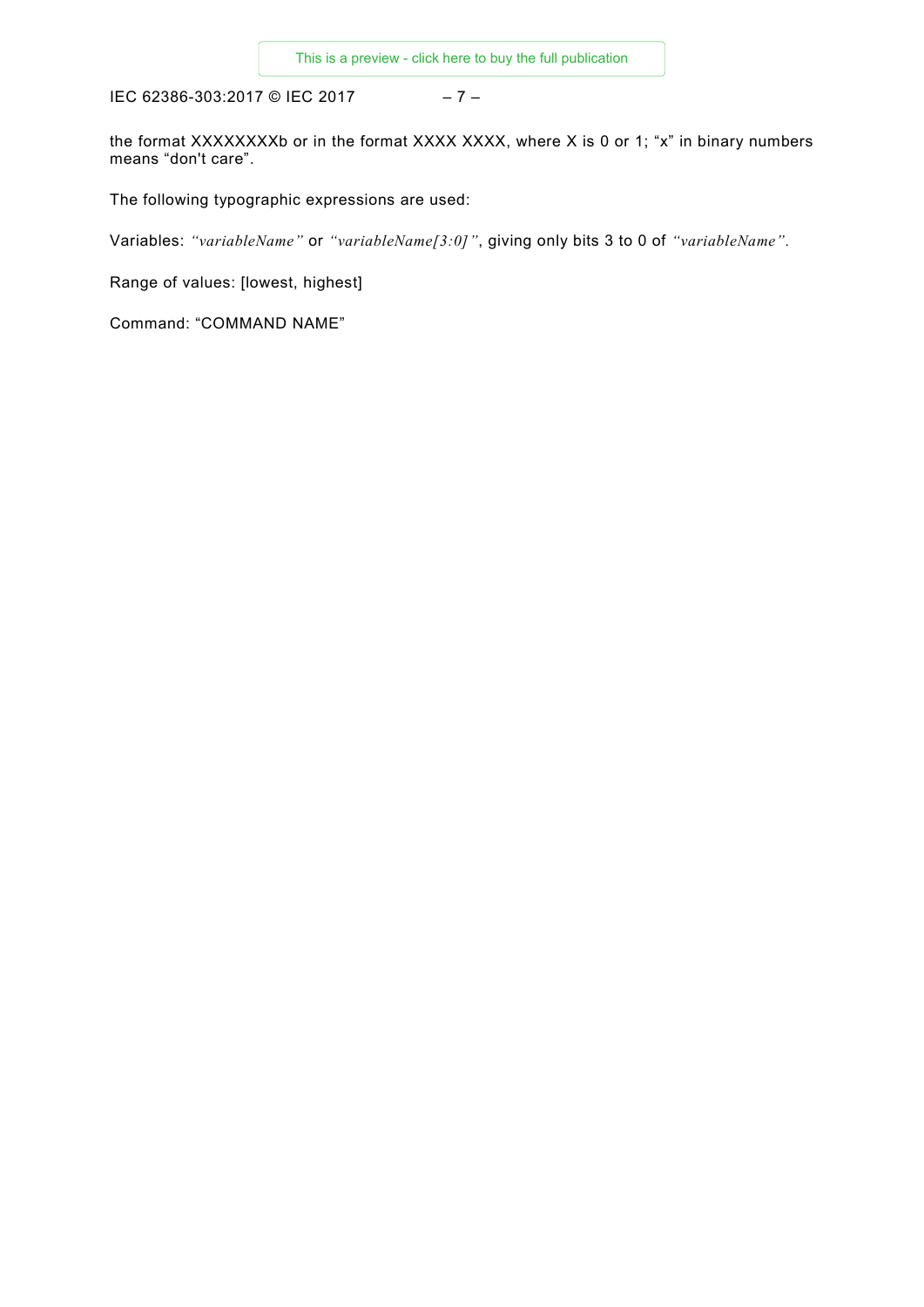the format XXXXXXXXb or in the format XXXX XXXX, where X is 0 or 1; “x” in binary numbers means “don't care”.

The following typographic expressions are used:

Variables: *“variableName”* or *“variableName[3:0]”*, giving only bits 3 to 0 of *“variableName”*.

Range of values: [lowest, highest]

Command: “COMMAND NAME”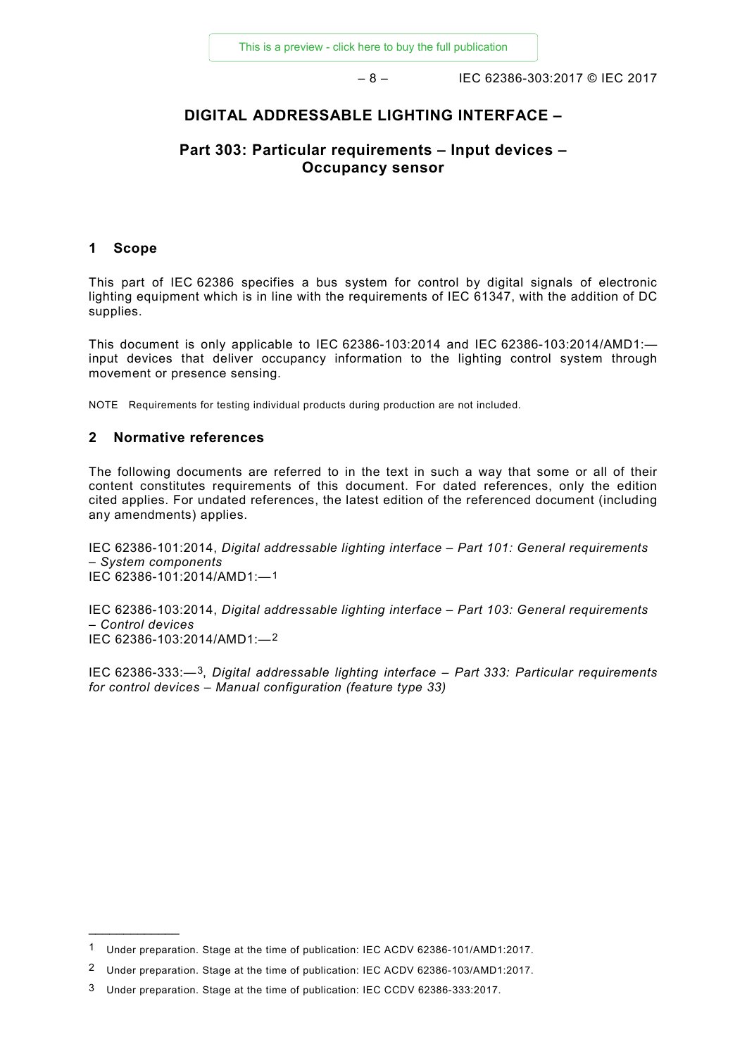# DIGITAL ADDRESSABLE LIGHTING INTERFACE –

## Part 303: Particular requirements – Input devices – Occupancy sensor

## 1 Scope

This part of IEC 62386 specifies a bus system for control by digital signals of electronic lighting equipment which is in line with the requirements of IEC 61347, with the addition of DC supplies.

This document is only applicable to IEC 62386-103:2014 and IEC 62386-103:2014/AMD1:— input devices that deliver occupancy information to the lighting control system through movement or presence sensing.

NOTE Requirements for testing individual products during production are not included.

## 2 Normative references

The following documents are referred to in the text in such a way that some or all of their content constitutes requirements of this document. For dated references, only the edition cited applies. For undated references, the latest edition of the referenced document (including any amendments) applies.

IEC 62386-101:2014, *Digital addressable lighting interface – Part 101: General requirements – System components*
IEC 62386-101:2014/AMD1:—[1]

IEC 62386-103:2014, *Digital addressable lighting interface – Part 103: General requirements – Control devices*
IEC 62386-103:2014/AMD1:—[2]

IEC 62386-333:—[3], *Digital addressable lighting interface – Part 333: Particular requirements for control devices – Manual configuration (feature type 33)*

---

[1] Under preparation. Stage at the time of publication: IEC ACDV 62386-101/AMD1:2017.

[2] Under preparation. Stage at the time of publication: IEC ACDV 62386-103/AMD1:2017.

[3] Under preparation. Stage at the time of publication: IEC CCDV 62386-333:2017.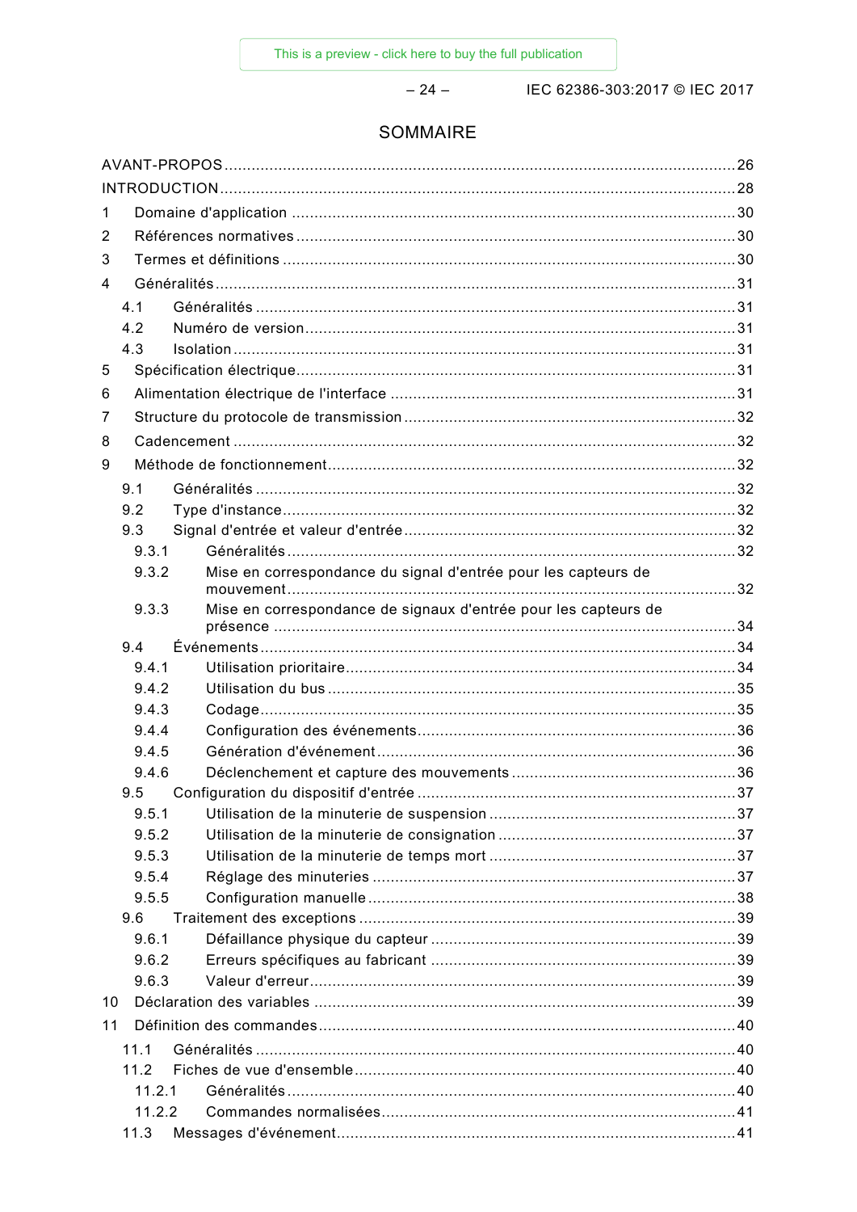# SOMMAIRE

AVANT-PROPOS ........................................................................................................ 26

INTRODUCTION ........................................................................................................ 28

1 Domaine d'application ........................................................................................ 30

2 Références normatives ........................................................................................ 30

3 Termes et définitions ........................................................................................... 30

4 Généralités ........................................................................................................... 31

  4.1 Généralités ....................................................................................................... 31

  4.2 Numéro de version .......................................................................................... 31

  4.3 Isolation ........................................................................................................... 31

5 Spécification électrique ....................................................................................... 31

6 Alimentation électrique de l'interface ................................................................. 31

7 Structure du protocole de transmission ............................................................. 32

8 Cadencement ........................................................................................................ 32

9 Méthode de fonctionnement ................................................................................ 32

  9.1 Généralités ....................................................................................................... 32

  9.2 Type d'instance ................................................................................................ 32

  9.3 Signal d'entrée et valeur d'entrée .................................................................. 32

    9.3.1 Généralités ................................................................................................ 32

    9.3.2 Mise en correspondance du signal d'entrée pour les capteurs de mouvement ..... 32

    9.3.3 Mise en correspondance de signaux d'entrée pour les capteurs de présence ..... 34

  9.4 Événements ...................................................................................................... 34

    9.4.1 Utilisation prioritaire ................................................................................ 34

    9.4.2 Utilisation du bus ..................................................................................... 35

    9.4.3 Codage ....................................................................................................... 35

    9.4.4 Configuration des événements ................................................................. 36

    9.4.5 Génération d'événement ........................................................................... 36

    9.4.6 Déclenchement et capture des mouvements ........................................... 36

  9.5 Configuration du dispositif d'entrée ............................................................... 37

    9.5.1 Utilisation de la minuterie de suspension ............................................... 37

    9.5.2 Utilisation de la minuterie de consignation ............................................. 37

    9.5.3 Utilisation de la minuterie de temps mort ................................................ 37

    9.5.4 Réglage des minuteries ............................................................................. 37

    9.5.5 Configuration manuelle ............................................................................. 38

  9.6 Traitement des exceptions .............................................................................. 39

    9.6.1 Défaillance physique du capteur .............................................................. 39

    9.6.2 Erreurs spécifiques au fabricant .............................................................. 39

    9.6.3 Valeur d'erreur .......................................................................................... 39

10 Déclaration des variables ................................................................................... 39

11 Définition des commandes .................................................................................. 40

  11.1 Généralités ..................................................................................................... 40

  11.2 Fiches de vue d'ensemble .............................................................................. 40

    11.2.1 Généralités .............................................................................................. 40

    11.2.2 Commandes normalisées ......................................................................... 41

  11.3 Messages d'événement ................................................................................... 41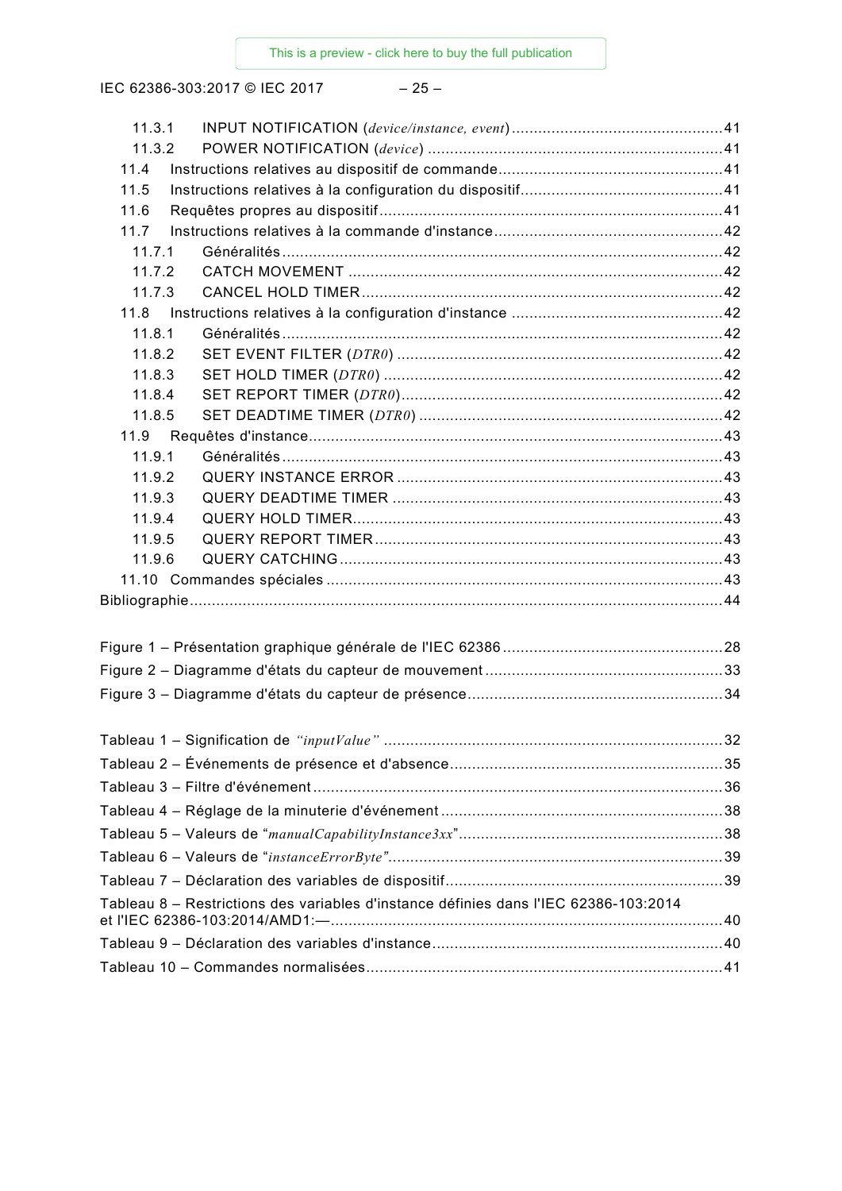11.3.1 INPUT NOTIFICATION (*device/instance, event*) ....................................................41
11.3.2 POWER NOTIFICATION (*device*) ....................................................................41
11.4 Instructions relatives au dispositif de commande ....................................................41
11.5 Instructions relatives à la configuration du dispositif ................................................41
11.6 Requêtes propres au dispositif ...............................................................................41
11.7 Instructions relatives à la commande d'instance ......................................................42
11.7.1 Généralités .......................................................................................................42
11.7.2 CATCH MOVEMENT .........................................................................................42
11.7.3 CANCEL HOLD TIMER ......................................................................................42
11.8 Instructions relatives à la configuration d'instance ...................................................42
11.8.1 Généralités .......................................................................................................42
11.8.2 SET EVENT FILTER (*DTR0*) ............................................................................42
11.8.3 SET HOLD TIMER (*DTR0*) ...............................................................................42
11.8.4 SET REPORT TIMER (*DTR0*) ...........................................................................42
11.8.5 SET DEADTIME TIMER (*DTR0*) .......................................................................42
11.9 Requêtes d'instance ................................................................................................43
11.9.1 Généralités .......................................................................................................43
11.9.2 QUERY INSTANCE ERROR ..............................................................................43
11.9.3 QUERY DEADTIME TIMER ...............................................................................43
11.9.4 QUERY HOLD TIMER ........................................................................................43
11.9.5 QUERY REPORT TIMER ...................................................................................43
11.9.6 QUERY CATCHING ..........................................................................................43
11.10 Commandes spéciales ...........................................................................................43
Bibliographie ..................................................................................................................44

Figure 1 – Présentation graphique générale de l'IEC 62386 ..............................................28
Figure 2 – Diagramme d'états du capteur de mouvement ...................................................33
Figure 3 – Diagramme d'états du capteur de présence .......................................................34

Tableau 1 – Signification de *"inputValue"* .........................................................................32
Tableau 2 – Événements de présence et d'absence ...........................................................35
Tableau 3 – Filtre d'événement ..........................................................................................36
Tableau 4 – Réglage de la minuterie d'événement .............................................................38
Tableau 5 – Valeurs de "*manualCapabilityInstance3xx*" ....................................................38
Tableau 6 – Valeurs de "*instanceErrorByte*" .....................................................................39
Tableau 7 – Déclaration des variables de dispositif ............................................................39
Tableau 8 – Restrictions des variables d'instance définies dans l'IEC 62386-103:2014 et l'IEC 62386-103:2014/AMD1:— ...........................................................................................40
Tableau 9 – Déclaration des variables d'instance ...............................................................40
Tableau 10 – Commandes normalisées .............................................................................41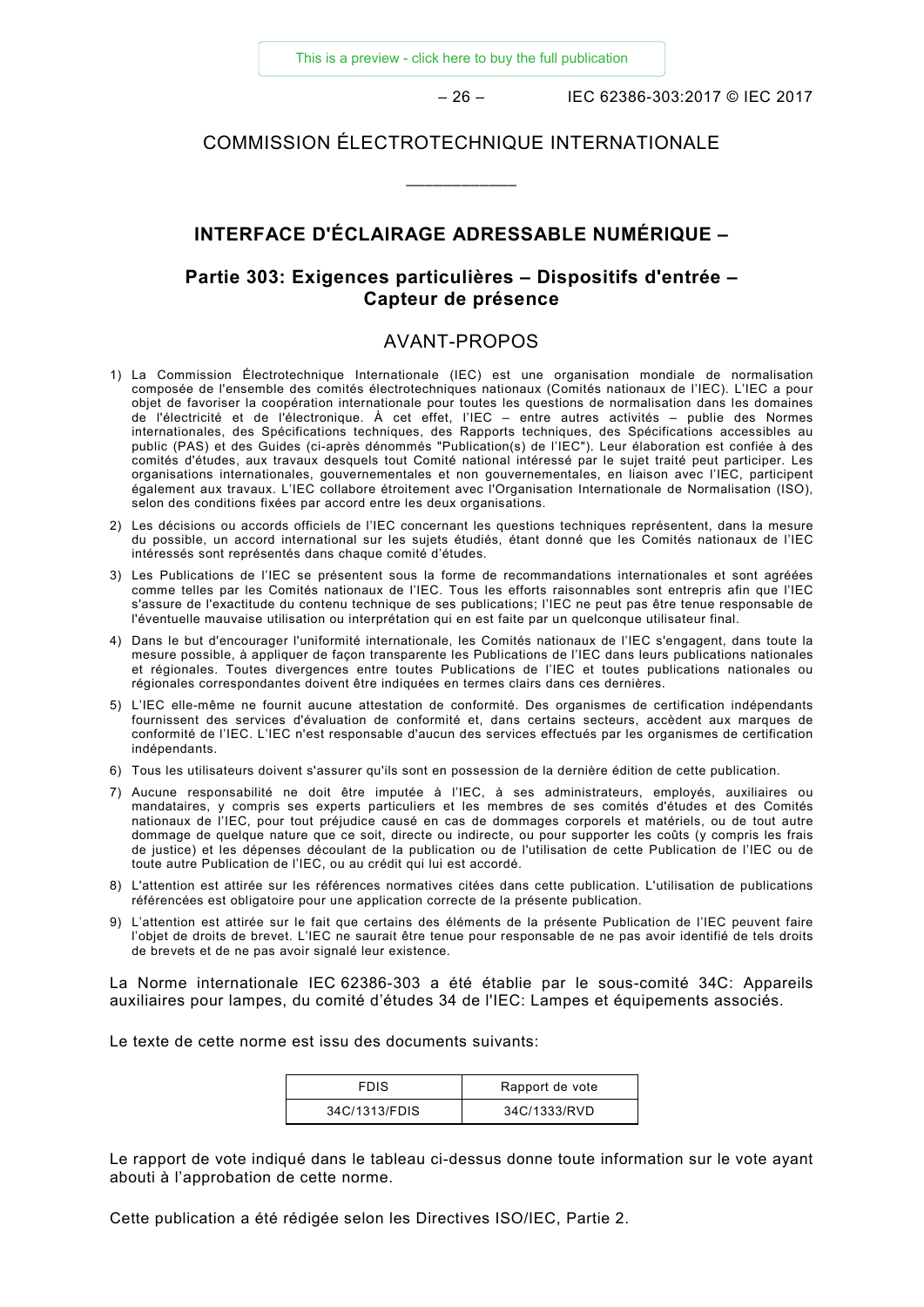COMMISSION ÉLECTROTECHNIQUE INTERNATIONALE

\_\_\_\_\_\_\_\_\_\_\_\_

# INTERFACE D'ÉCLAIRAGE ADRESSABLE NUMÉRIQUE –

## Partie 303: Exigences particulières – Dispositifs d'entrée – Capteur de présence

## AVANT-PROPOS

1) La Commission Électrotechnique Internationale (IEC) est une organisation mondiale de normalisation composée de l'ensemble des comités électrotechniques nationaux (Comités nationaux de l'IEC). L'IEC a pour objet de favoriser la coopération internationale pour toutes les questions de normalisation dans les domaines de l'électricité et de l'électronique. À cet effet, l'IEC – entre autres activités – publie des Normes internationales, des Spécifications techniques, des Rapports techniques, des Spécifications accessibles au public (PAS) et des Guides (ci-après dénommés "Publication(s) de l'IEC"). Leur élaboration est confiée à des comités d'études, aux travaux desquels tout Comité national intéressé par le sujet traité peut participer. Les organisations internationales, gouvernementales et non gouvernementales, en liaison avec l'IEC, participent également aux travaux. L'IEC collabore étroitement avec l'Organisation Internationale de Normalisation (ISO), selon des conditions fixées par accord entre les deux organisations.
2) Les décisions ou accords officiels de l'IEC concernant les questions techniques représentent, dans la mesure du possible, un accord international sur les sujets étudiés, étant donné que les Comités nationaux de l'IEC intéressés sont représentés dans chaque comité d'études.
3) Les Publications de l'IEC se présentent sous la forme de recommandations internationales et sont agréées comme telles par les Comités nationaux de l'IEC. Tous les efforts raisonnables sont entrepris afin que l'IEC s'assure de l'exactitude du contenu technique de ses publications; l'IEC ne peut pas être tenue responsable de l'éventuelle mauvaise utilisation ou interprétation qui en est faite par un quelconque utilisateur final.
4) Dans le but d'encourager l'uniformité internationale, les Comités nationaux de l'IEC s'engagent, dans toute la mesure possible, à appliquer de façon transparente les Publications de l'IEC dans leurs publications nationales et régionales. Toutes divergences entre toutes Publications de l'IEC et toutes publications nationales ou régionales correspondantes doivent être indiquées en termes clairs dans ces dernières.
5) L'IEC elle-même ne fournit aucune attestation de conformité. Des organismes de certification indépendants fournissent des services d'évaluation de conformité et, dans certains secteurs, accèdent aux marques de conformité de l'IEC. L'IEC n'est responsable d'aucun des services effectués par les organismes de certification indépendants.
6) Tous les utilisateurs doivent s'assurer qu'ils sont en possession de la dernière édition de cette publication.
7) Aucune responsabilité ne doit être imputée à l'IEC, à ses administrateurs, employés, auxiliaires ou mandataires, y compris ses experts particuliers et les membres de ses comités d'études et des Comités nationaux de l'IEC, pour tout préjudice causé en cas de dommages corporels et matériels, ou de tout autre dommage de quelque nature que ce soit, directe ou indirecte, ou pour supporter les coûts (y compris les frais de justice) et les dépenses découlant de la publication ou de l'utilisation de cette Publication de l'IEC ou de toute autre Publication de l'IEC, ou au crédit qui lui est accordé.
8) L'attention est attirée sur les références normatives citées dans cette publication. L'utilisation de publications référencées est obligatoire pour une application correcte de la présente publication.
9) L'attention est attirée sur le fait que certains des éléments de la présente Publication de l'IEC peuvent faire l'objet de droits de brevet. L'IEC ne saurait être tenue pour responsable de ne pas avoir identifié de tels droits de brevets et de ne pas avoir signalé leur existence.

La Norme internationale IEC 62386-303 a été établie par le sous-comité 34C: Appareils auxiliaires pour lampes, du comité d'études 34 de l'IEC: Lampes et équipements associés.

Le texte de cette norme est issu des documents suivants:

| FDIS | Rapport de vote |
|---|---|
| 34C/1313/FDIS | 34C/1333/RVD |

Le rapport de vote indiqué dans le tableau ci-dessus donne toute information sur le vote ayant abouti à l'approbation de cette norme.

Cette publication a été rédigée selon les Directives ISO/IEC, Partie 2.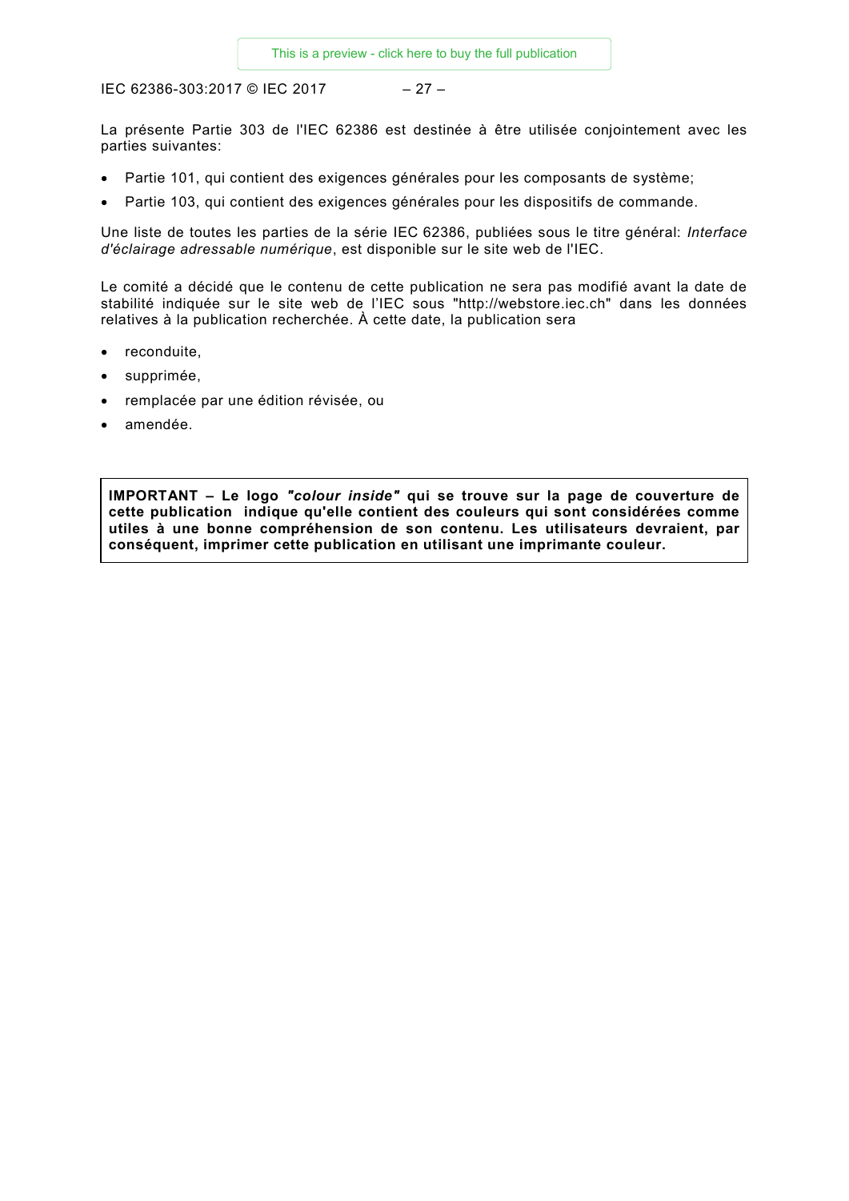La présente Partie 303 de l'IEC 62386 est destinée à être utilisée conjointement avec les parties suivantes:

- Partie 101, qui contient des exigences générales pour les composants de système;
- Partie 103, qui contient des exigences générales pour les dispositifs de commande.

Une liste de toutes les parties de la série IEC 62386, publiées sous le titre général: *Interface d'éclairage adressable numérique*, est disponible sur le site web de l'IEC.

Le comité a décidé que le contenu de cette publication ne sera pas modifié avant la date de stabilité indiquée sur le site web de l'IEC sous "http://webstore.iec.ch" dans les données relatives à la publication recherchée. À cette date, la publication sera

- reconduite,
- supprimée,
- remplacée par une édition révisée, ou
- amendée.

**IMPORTANT – Le logo *"colour inside"* qui se trouve sur la page de couverture de cette publication indique qu'elle contient des couleurs qui sont considérées comme utiles à une bonne compréhension de son contenu. Les utilisateurs devraient, par conséquent, imprimer cette publication en utilisant une imprimante couleur.**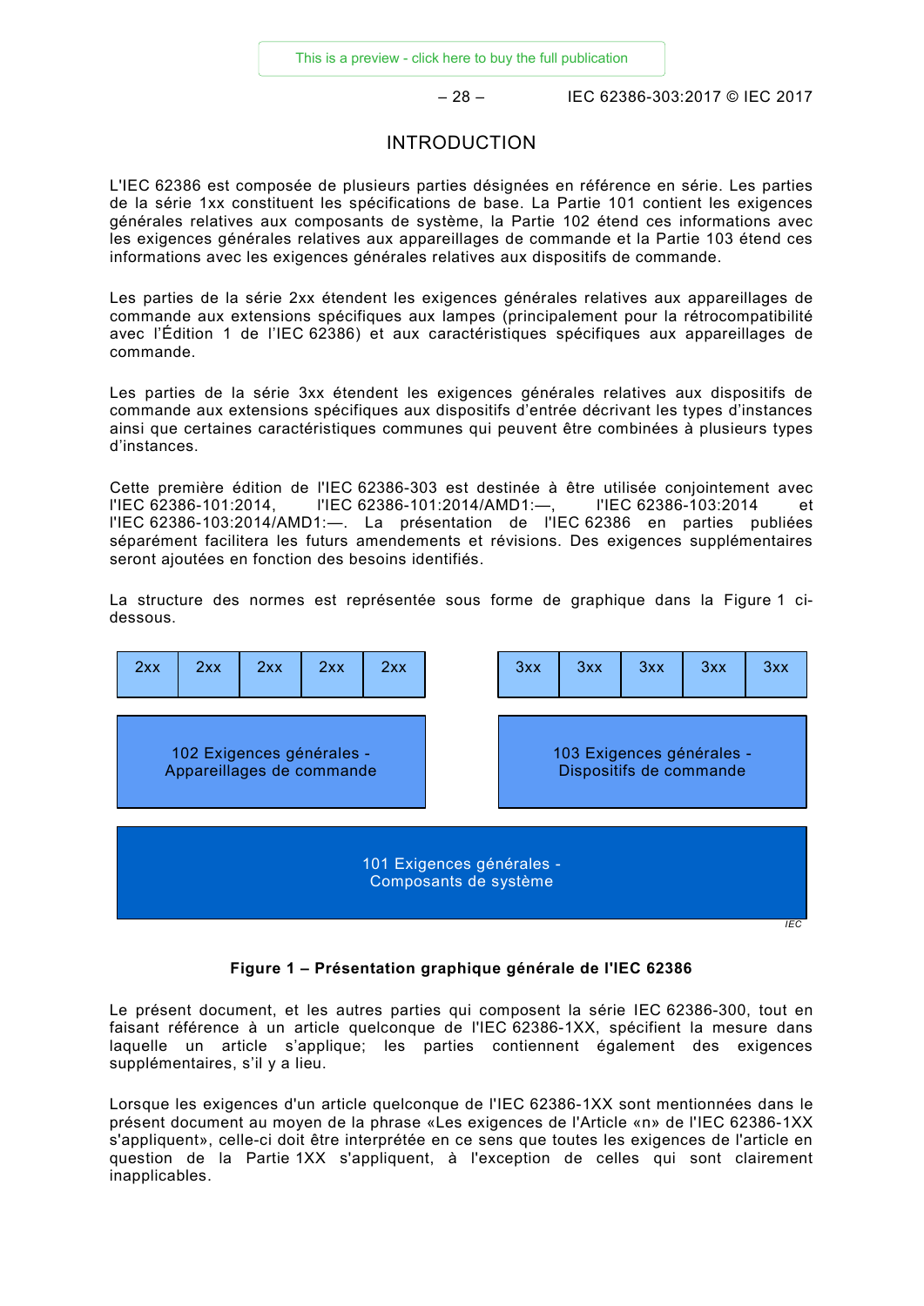# INTRODUCTION

L'IEC 62386 est composée de plusieurs parties désignées en référence en série. Les parties de la série 1xx constituent les spécifications de base. La Partie 101 contient les exigences générales relatives aux composants de système, la Partie 102 étend ces informations avec les exigences générales relatives aux appareillages de commande et la Partie 103 étend ces informations avec les exigences générales relatives aux dispositifs de commande.

Les parties de la série 2xx étendent les exigences générales relatives aux appareillages de commande aux extensions spécifiques aux lampes (principalement pour la rétrocompatibilité avec l'Édition 1 de l'IEC 62386) et aux caractéristiques spécifiques aux appareillages de commande.

Les parties de la série 3xx étendent les exigences générales relatives aux dispositifs de commande aux extensions spécifiques aux dispositifs d'entrée décrivant les types d'instances ainsi que certaines caractéristiques communes qui peuvent être combinées à plusieurs types d'instances.

Cette première édition de l'IEC 62386-303 est destinée à être utilisée conjointement avec l'IEC 62386-101:2014, l'IEC 62386-101:2014/AMD1:—, l'IEC 62386-103:2014 et l'IEC 62386-103:2014/AMD1:—. La présentation de l'IEC 62386 en parties publiées séparément facilitera les futurs amendements et révisions. Des exigences supplémentaires seront ajoutées en fonction des besoins identifiés.

La structure des normes est représentée sous forme de graphique dans la Figure 1 ci-dessous.

| 2xx | 2xx | 2xx | 2xx | 2xx | | 3xx | 3xx | 3xx | 3xx | 3xx |
|---|---|---|---|---|---|---|---|---|---|---|
| 102 Exigences générales - Appareillages de commande | | | | | | 103 Exigences générales - Dispositifs de commande | | | | |
| 101 Exigences générales - Composants de système | | | | | | | | | | |

**Figure 1 – Présentation graphique générale de l'IEC 62386**

Le présent document, et les autres parties qui composent la série IEC 62386-300, tout en faisant référence à un article quelconque de l'IEC 62386-1XX, spécifient la mesure dans laquelle un article s'applique; les parties contiennent également des exigences supplémentaires, s'il y a lieu.

Lorsque les exigences d'un article quelconque de l'IEC 62386-1XX sont mentionnées dans le présent document au moyen de la phrase «Les exigences de l'Article «n» de l'IEC 62386-1XX s'appliquent», celle-ci doit être interprétée en ce sens que toutes les exigences de l'article en question de la Partie 1XX s'appliquent, à l'exception de celles qui sont clairement inapplicables.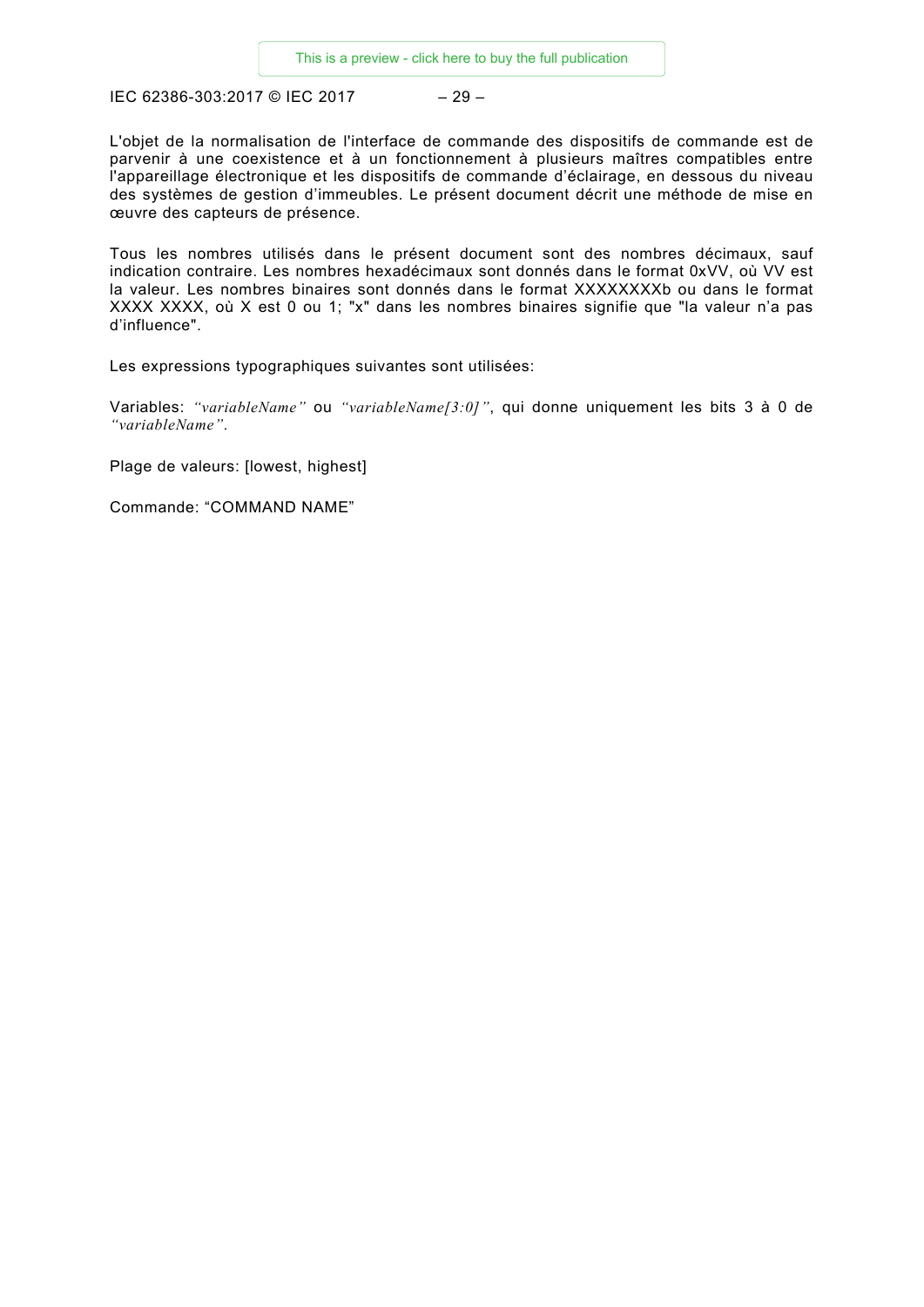L'objet de la normalisation de l'interface de commande des dispositifs de commande est de parvenir à une coexistence et à un fonctionnement à plusieurs maîtres compatibles entre l'appareillage électronique et les dispositifs de commande d'éclairage, en dessous du niveau des systèmes de gestion d'immeubles. Le présent document décrit une méthode de mise en œuvre des capteurs de présence.

Tous les nombres utilisés dans le présent document sont des nombres décimaux, sauf indication contraire. Les nombres hexadécimaux sont donnés dans le format 0xVV, où VV est la valeur. Les nombres binaires sont donnés dans le format XXXXXXXXb ou dans le format XXXX XXXX, où X est 0 ou 1; "x" dans les nombres binaires signifie que "la valeur n'a pas d'influence".

Les expressions typographiques suivantes sont utilisées:

Variables: *"variableName"* ou *"variableName[3:0]"*, qui donne uniquement les bits 3 à 0 de *"variableName"*.

Plage de valeurs: [lowest, highest]

Commande: "COMMAND NAME"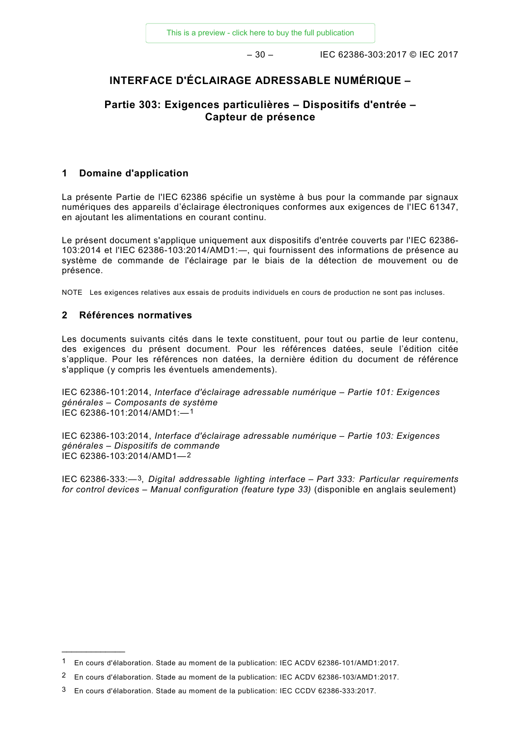# INTERFACE D'ÉCLAIRAGE ADRESSABLE NUMÉRIQUE –

## Partie 303: Exigences particulières – Dispositifs d'entrée – Capteur de présence

## 1 Domaine d'application

La présente Partie de l'IEC 62386 spécifie un système à bus pour la commande par signaux numériques des appareils d'éclairage électroniques conformes aux exigences de l'IEC 61347, en ajoutant les alimentations en courant continu.

Le présent document s'applique uniquement aux dispositifs d'entrée couverts par l'IEC 62386-103:2014 et l'IEC 62386-103:2014/AMD1:—, qui fournissent des informations de présence au système de commande de l'éclairage par le biais de la détection de mouvement ou de présence.

NOTE Les exigences relatives aux essais de produits individuels en cours de production ne sont pas incluses.

## 2 Références normatives

Les documents suivants cités dans le texte constituent, pour tout ou partie de leur contenu, des exigences du présent document. Pour les références datées, seule l'édition citée s'applique. Pour les références non datées, la dernière édition du document de référence s'applique (y compris les éventuels amendements).

IEC 62386-101:2014, *Interface d'éclairage adressable numérique – Partie 101: Exigences générales – Composants de système*
IEC 62386-101:2014/AMD1:—[1]

IEC 62386-103:2014, *Interface d'éclairage adressable numérique – Partie 103: Exigences générales – Dispositifs de commande*
IEC 62386-103:2014/AMD1—[2]

IEC 62386-333:—[3], *Digital addressable lighting interface – Part 333: Particular requirements for control devices – Manual configuration (feature type 33)* (disponible en anglais seulement)

---

[1] En cours d'élaboration. Stade au moment de la publication: IEC ACDV 62386-101/AMD1:2017.

[2] En cours d'élaboration. Stade au moment de la publication: IEC ACDV 62386-103/AMD1:2017.

[3] En cours d'élaboration. Stade au moment de la publication: IEC CCDV 62386-333:2017.